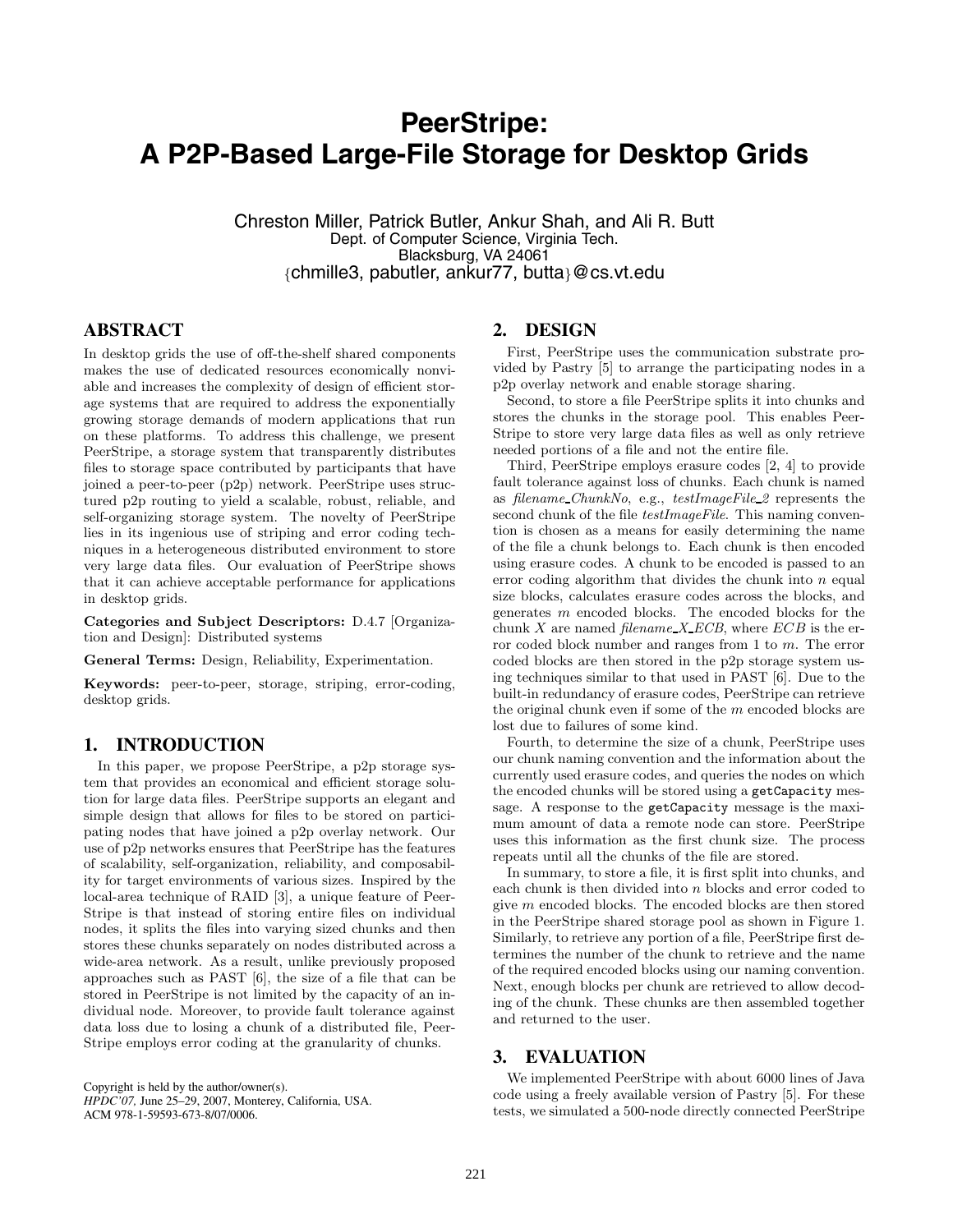# PeerStripe: A P2P-Based Large-File Storage for Desktop Grids

Chreston Miller, Patrick Butler, Ankur Shah, and Ali R. Butt
Dept. of Computer Science, Virginia Tech.
Blacksburg, VA 24061
{chmille3, pabutler, ankur77, butta}@cs.vt.edu

## ABSTRACT

In desktop grids the use of off-the-shelf shared components makes the use of dedicated resources economically nonviable and increases the complexity of design of efficient storage systems that are required to address the exponentially growing storage demands of modern applications that run on these platforms. To address this challenge, we present PeerStripe, a storage system that transparently distributes files to storage space contributed by participants that have joined a peer-to-peer (p2p) network. PeerStripe uses structured p2p routing to yield a scalable, robust, reliable, and self-organizing storage system. The novelty of PeerStripe lies in its ingenious use of striping and error coding techniques in a heterogeneous distributed environment to store very large data files. Our evaluation of PeerStripe shows that it can achieve acceptable performance for applications in desktop grids.

**Categories and Subject Descriptors:** D.4.7 [Organization and Design]: Distributed systems

**General Terms:** Design, Reliability, Experimentation.

**Keywords:** peer-to-peer, storage, striping, error-coding, desktop grids.

## 1. INTRODUCTION

In this paper, we propose PeerStripe, a p2p storage system that provides an economical and efficient storage solution for large data files. PeerStripe supports an elegant and simple design that allows for files to be stored on participating nodes that have joined a p2p overlay network. Our use of p2p networks ensures that PeerStripe has the features of scalability, self-organization, reliability, and composability for target environments of various sizes. Inspired by the local-area technique of RAID [3], a unique feature of PeerStripe is that instead of storing entire files on individual nodes, it splits the files into varying sized chunks and then stores these chunks separately on nodes distributed across a wide-area network. As a result, unlike previously proposed approaches such as PAST [6], the size of a file that can be stored in PeerStripe is not limited by the capacity of an individual node. Moreover, to provide fault tolerance against data loss due to losing a chunk of a distributed file, PeerStripe employs error coding at the granularity of chunks.

Copyright is held by the author/owner(s).
*HPDC'07,* June 25–29, 2007, Monterey, California, USA.
ACM 978-1-59593-673-8/07/0006.

## 2. DESIGN

First, PeerStripe uses the communication substrate provided by Pastry [5] to arrange the participating nodes in a p2p overlay network and enable storage sharing.

Second, to store a file PeerStripe splits it into chunks and stores the chunks in the storage pool. This enables PeerStripe to store very large data files as well as only retrieve needed portions of a file and not the entire file.

Third, PeerStripe employs erasure codes [2, 4] to provide fault tolerance against loss of chunks. Each chunk is named as *filename_ChunkNo*, e.g., *testImageFile_2* represents the second chunk of the file *testImageFile*. This naming convention is chosen as a means for easily determining the name of the file a chunk belongs to. Each chunk is then encoded using erasure codes. A chunk to be encoded is passed to an error coding algorithm that divides the chunk into $n$ equal size blocks, calculates erasure codes across the blocks, and generates $m$ encoded blocks. The encoded blocks for the chunk $X$ are named *filename_X_ECB*, where $ECB$ is the error coded block number and ranges from 1 to $m$. The error coded blocks are then stored in the p2p storage system using techniques similar to that used in PAST [6]. Due to the built-in redundancy of erasure codes, PeerStripe can retrieve the original chunk even if some of the $m$ encoded blocks are lost due to failures of some kind.

Fourth, to determine the size of a chunk, PeerStripe uses our chunk naming convention and the information about the currently used erasure codes, and queries the nodes on which the encoded chunks will be stored using a `getCapacity` message. A response to the `getCapacity` message is the maximum amount of data a remote node can store. PeerStripe uses this information as the first chunk size. The process repeats until all the chunks of the file are stored.

In summary, to store a file, it is first split into chunks, and each chunk is then divided into $n$ blocks and error coded to give $m$ encoded blocks. The encoded blocks are then stored in the PeerStripe shared storage pool as shown in Figure 1. Similarly, to retrieve any portion of a file, PeerStripe first determines the number of the chunk to retrieve and the name of the required encoded blocks using our naming convention. Next, enough blocks per chunk are retrieved to allow decoding of the chunk. These chunks are then assembled together and returned to the user.

## 3. EVALUATION

We implemented PeerStripe with about 6000 lines of Java code using a freely available version of Pastry [5]. For these tests, we simulated a 500-node directly connected PeerStripe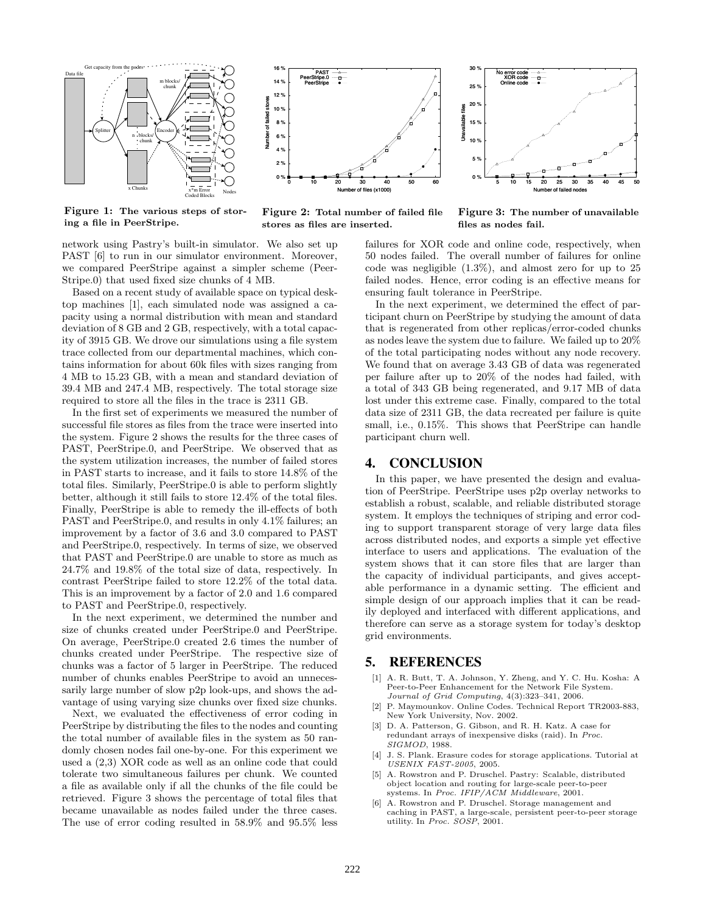Get capacity from the nodes

Data file

Splitter

m blocks/ chunk

n blocks/ chunk

x Chunks

Encoder

x*m Error Coded Blocks

Nodes

Figure 1: The various steps of storing a file in PeerStripe.

16 %
14 %
12 %
10 %
8 %
6 %
4 %
2 %
0 %

Number of failed stores

0 10 20 30 40 50 60

Number of files (x1000)

PAST
PeerStripe.0
PeerStripe

Figure 2: Total number of failed file stores as files are inserted.

30 %
25 %
20 %
15 %
10 %
5 %
0 %

Unavailable files

5 10 15 20 25 30 35 40 45 50

Number of failed nodes

No error code
XOR code
Online code

Figure 3: The number of unavailable files as nodes fail.

network using Pastry's built-in simulator. We also set up PAST [6] to run in our simulator environment. Moreover, we compared PeerStripe against a simpler scheme (PeerStripe.0) that used fixed size chunks of 4 MB.

Based on a recent study of available space on typical desktop machines [1], each simulated node was assigned a capacity using a normal distribution with mean and standard deviation of 8 GB and 2 GB, respectively, with a total capacity of 3915 GB. We drove our simulations using a file system trace collected from our departmental machines, which contains information for about 60k files with sizes ranging from 4 MB to 15.23 GB, with a mean and standard deviation of 39.4 MB and 247.4 MB, respectively. The total storage size required to store all the files in the trace is 2311 GB.

In the first set of experiments we measured the number of successful file stores as files from the trace were inserted into the system. Figure 2 shows the results for the three cases of PAST, PeerStripe.0, and PeerStripe. We observed that as the system utilization increases, the number of failed stores in PAST starts to increase, and it fails to store 14.8% of the total files. Similarly, PeerStripe.0 is able to perform slightly better, although it still fails to store 12.4% of the total files. Finally, PeerStripe is able to remedy the ill-effects of both PAST and PeerStripe.0, and results in only 4.1% failures; an improvement by a factor of 3.6 and 3.0 compared to PAST and PeerStripe.0, respectively. In terms of size, we observed that PAST and PeerStripe.0 are unable to store as much as 24.7% and 19.8% of the total size of data, respectively. In contrast PeerStripe failed to store 12.2% of the total data. This is an improvement by a factor of 2.0 and 1.6 compared to PAST and PeerStripe.0, respectively.

In the next experiment, we determined the number and size of chunks created under PeerStripe.0 and PeerStripe. On average, PeerStripe.0 created 2.6 times the number of chunks created under PeerStripe. The respective size of chunks was a factor of 5 larger in PeerStripe. The reduced number of chunks enables PeerStripe to avoid an unnecessarily large number of slow p2p look-ups, and shows the advantage of using varying size chunks over fixed size chunks.

Next, we evaluated the effectiveness of error coding in PeerStripe by distributing the files to the nodes and counting the total number of available files in the system as 50 randomly chosen nodes fail one-by-one. For this experiment we used a (2,3) XOR code as well as an online code that could tolerate two simultaneous failures per chunk. We counted a file as available only if all the chunks of the file could be retrieved. Figure 3 shows the percentage of total files that became unavailable as nodes failed under the three cases. The use of error coding resulted in 58.9% and 95.5% less failures for XOR code and online code, respectively, when 50 nodes failed. The overall number of failures for online code was negligible (1.3%), and almost zero for up to 25 failed nodes. Hence, error coding is an effective means for ensuring fault tolerance in PeerStripe.

In the next experiment, we determined the effect of participant churn on PeerStripe by studying the amount of data that is regenerated from other replicas/error-coded chunks as nodes leave the system due to failure. We failed up to 20% of the total participating nodes without any node recovery. We found that on average 3.43 GB of data was regenerated per failure after up to 20% of the nodes had failed, with a total of 343 GB being regenerated, and 9.17 MB of data lost under this extreme case. Finally, compared to the total data size of 2311 GB, the data recreated per failure is quite small, i.e., 0.15%. This shows that PeerStripe can handle participant churn well.

## 4. CONCLUSION

In this paper, we have presented the design and evaluation of PeerStripe. PeerStripe uses p2p overlay networks to establish a robust, scalable, and reliable distributed storage system. It employs the techniques of striping and error coding to support transparent storage of very large data files across distributed nodes, and exports a simple yet effective interface to users and applications. The evaluation of the system shows that it can store files that are larger than the capacity of individual participants, and gives acceptable performance in a dynamic setting. The efficient and simple design of our approach implies that it can be readily deployed and interfaced with different applications, and therefore can serve as a storage system for today's desktop grid environments.

## 5. REFERENCES

[1] A. R. Butt, T. A. Johnson, Y. Zheng, and Y. C. Hu. Kosha: A Peer-to-Peer Enhancement for the Network File System. *Journal of Grid Computing*, 4(3):323–341, 2006.

[2] P. Maymounkov. Online Codes. Technical Report TR2003-883, New York University, Nov. 2002.

[3] D. A. Patterson, G. Gibson, and R. H. Katz. A case for redundant arrays of inexpensive disks (raid). In *Proc. SIGMOD*, 1988.

[4] J. S. Plank. Erasure codes for storage applications. Tutorial at *USENIX FAST-2005*, 2005.

[5] A. Rowstron and P. Druschel. Pastry: Scalable, distributed object location and routing for large-scale peer-to-peer systems. In *Proc. IFIP/ACM Middleware*, 2001.

[6] A. Rowstron and P. Druschel. Storage management and caching in PAST, a large-scale, persistent peer-to-peer storage utility. In *Proc. SOSP*, 2001.